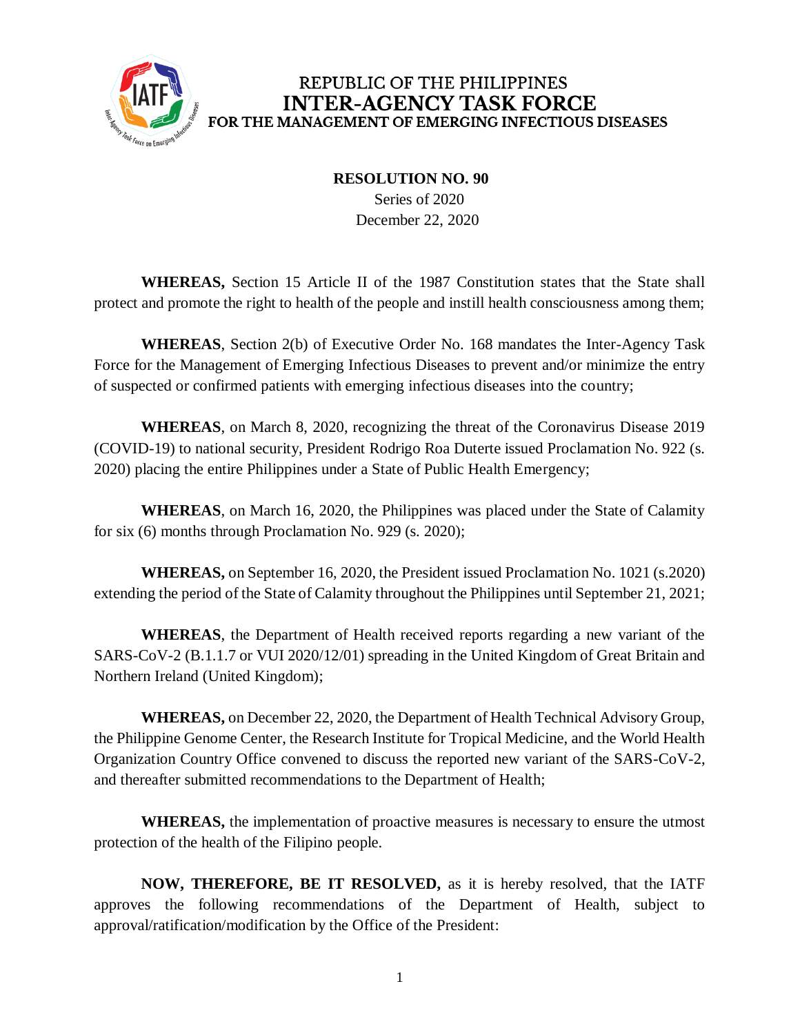REPUBLIC OF THE PHILIPPINES
# INTER-AGENCY TASK FORCE
## FOR THE MANAGEMENT OF EMERGING INFECTIOUS DISEASES

**RESOLUTION NO. 90**
Series of 2020
December 22, 2020

**WHEREAS,** Section 15 Article II of the 1987 Constitution states that the State shall protect and promote the right to health of the people and instill health consciousness among them;

**WHEREAS**, Section 2(b) of Executive Order No. 168 mandates the Inter-Agency Task Force for the Management of Emerging Infectious Diseases to prevent and/or minimize the entry of suspected or confirmed patients with emerging infectious diseases into the country;

**WHEREAS**, on March 8, 2020, recognizing the threat of the Coronavirus Disease 2019 (COVID-19) to national security, President Rodrigo Roa Duterte issued Proclamation No. 922 (s. 2020) placing the entire Philippines under a State of Public Health Emergency;

**WHEREAS**, on March 16, 2020, the Philippines was placed under the State of Calamity for six (6) months through Proclamation No. 929 (s. 2020);

**WHEREAS,** on September 16, 2020, the President issued Proclamation No. 1021 (s.2020) extending the period of the State of Calamity throughout the Philippines until September 21, 2021;

**WHEREAS**, the Department of Health received reports regarding a new variant of the SARS-CoV-2 (B.1.1.7 or VUI 2020/12/01) spreading in the United Kingdom of Great Britain and Northern Ireland (United Kingdom);

**WHEREAS,** on December 22, 2020, the Department of Health Technical Advisory Group, the Philippine Genome Center, the Research Institute for Tropical Medicine, and the World Health Organization Country Office convened to discuss the reported new variant of the SARS-CoV-2, and thereafter submitted recommendations to the Department of Health;

**WHEREAS,** the implementation of proactive measures is necessary to ensure the utmost protection of the health of the Filipino people.

**NOW, THEREFORE, BE IT RESOLVED,** as it is hereby resolved, that the IATF approves the following recommendations of the Department of Health, subject to approval/ratification/modification by the Office of the President: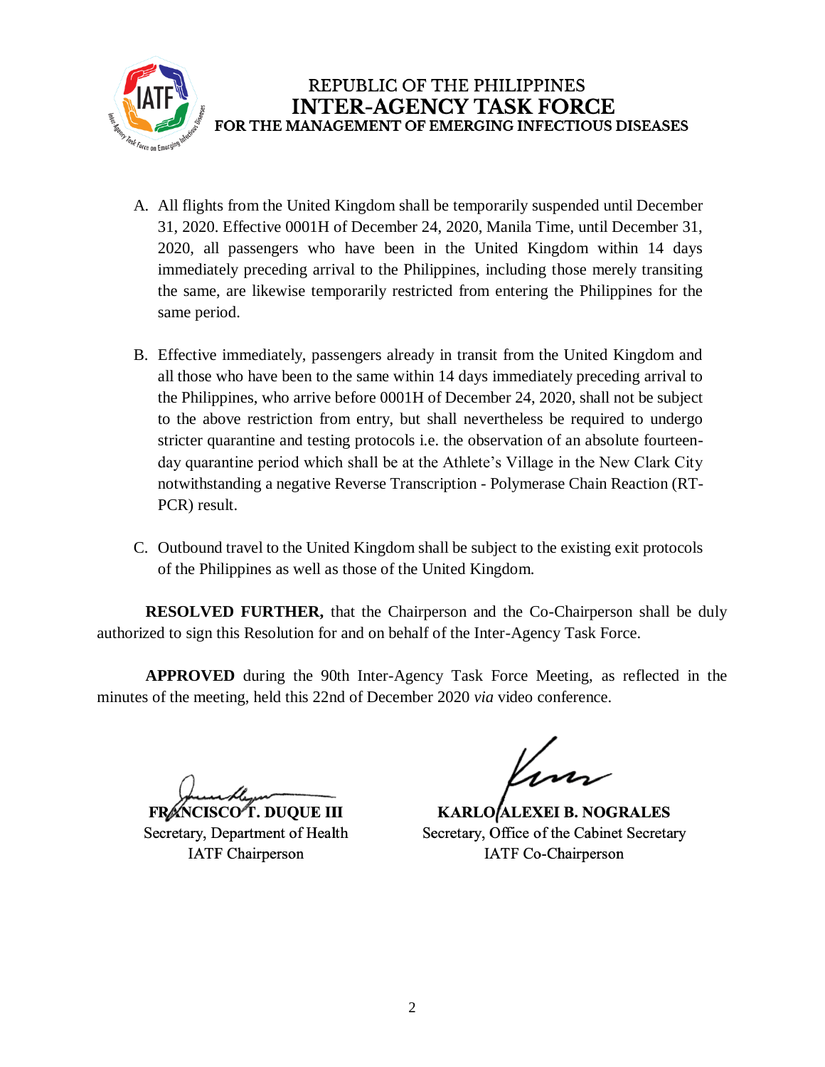REPUBLIC OF THE PHILIPPINES
**INTER-AGENCY TASK FORCE**
**FOR THE MANAGEMENT OF EMERGING INFECTIOUS DISEASES**

A. All flights from the United Kingdom shall be temporarily suspended until December 31, 2020. Effective 0001H of December 24, 2020, Manila Time, until December 31, 2020, all passengers who have been in the United Kingdom within 14 days immediately preceding arrival to the Philippines, including those merely transiting the same, are likewise temporarily restricted from entering the Philippines for the same period.

B. Effective immediately, passengers already in transit from the United Kingdom and all those who have been to the same within 14 days immediately preceding arrival to the Philippines, who arrive before 0001H of December 24, 2020, shall not be subject to the above restriction from entry, but shall nevertheless be required to undergo stricter quarantine and testing protocols i.e. the observation of an absolute fourteen-day quarantine period which shall be at the Athlete's Village in the New Clark City notwithstanding a negative Reverse Transcription - Polymerase Chain Reaction (RT-PCR) result.

C. Outbound travel to the United Kingdom shall be subject to the existing exit protocols of the Philippines as well as those of the United Kingdom.

**RESOLVED FURTHER,** that the Chairperson and the Co-Chairperson shall be duly authorized to sign this Resolution for and on behalf of the Inter-Agency Task Force.

**APPROVED** during the 90th Inter-Agency Task Force Meeting, as reflected in the minutes of the meeting, held this 22nd of December 2020 *via* video conference.

**FRANCISCO T. DUQUE III**
Secretary, Department of Health
IATF Chairperson

**KARLO ALEXEI B. NOGRALES**
Secretary, Office of the Cabinet Secretary
IATF Co-Chairperson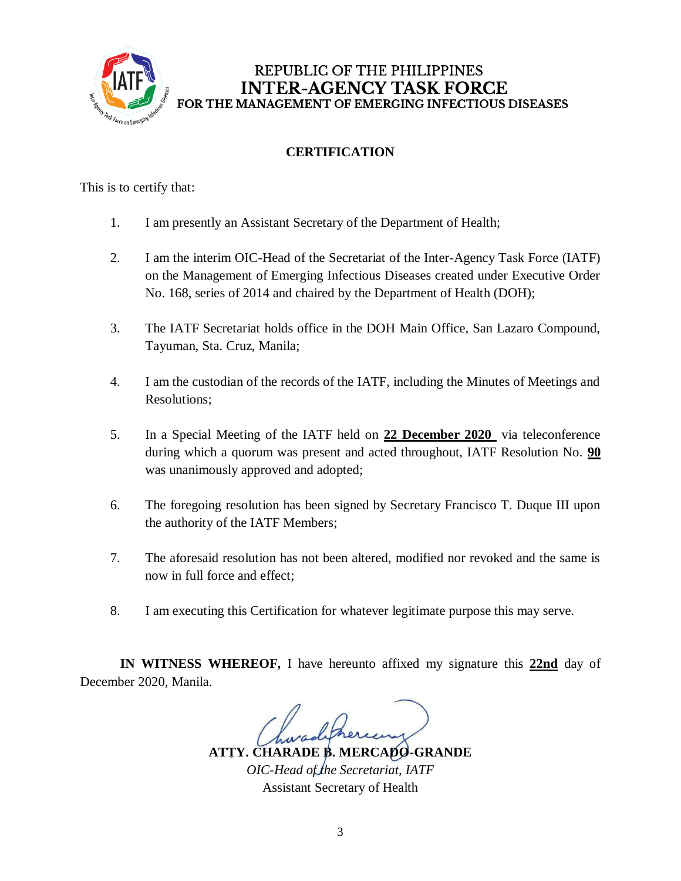REPUBLIC OF THE PHILIPPINES
**INTER-AGENCY TASK FORCE**
**FOR THE MANAGEMENT OF EMERGING INFECTIOUS DISEASES**

## CERTIFICATION

This is to certify that:

1. I am presently an Assistant Secretary of the Department of Health;

2. I am the interim OIC-Head of the Secretariat of the Inter-Agency Task Force (IATF) on the Management of Emerging Infectious Diseases created under Executive Order No. 168, series of 2014 and chaired by the Department of Health (DOH);

3. The IATF Secretariat holds office in the DOH Main Office, San Lazaro Compound, Tayuman, Sta. Cruz, Manila;

4. I am the custodian of the records of the IATF, including the Minutes of Meetings and Resolutions;

5. In a Special Meeting of the IATF held on **22 December 2020** via teleconference during which a quorum was present and acted throughout, IATF Resolution No. **90** was unanimously approved and adopted;

6. The foregoing resolution has been signed by Secretary Francisco T. Duque III upon the authority of the IATF Members;

7. The aforesaid resolution has not been altered, modified nor revoked and the same is now in full force and effect;

8. I am executing this Certification for whatever legitimate purpose this may serve.

**IN WITNESS WHEREOF,** I have hereunto affixed my signature this **22nd** day of December 2020, Manila.

**ATTY. CHARADE B. MERCADO-GRANDE**
*OIC-Head of the Secretariat, IATF*
Assistant Secretary of Health